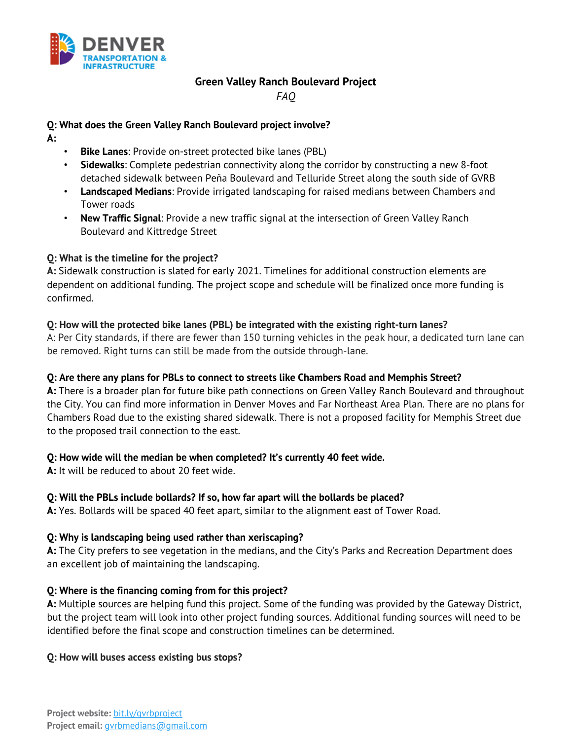DENVER TRANSPORTATION & INFRASTRUCTURE

# Green Valley Ranch Boulevard Project

*FAQ*

**Q: What does the Green Valley Ranch Boulevard project involve?**

**A:**

- **Bike Lanes**: Provide on-street protected bike lanes (PBL)
- **Sidewalks**: Complete pedestrian connectivity along the corridor by constructing a new 8-foot detached sidewalk between Peña Boulevard and Telluride Street along the south side of GVRB
- **Landscaped Medians**: Provide irrigated landscaping for raised medians between Chambers and Tower roads
- **New Traffic Signal**: Provide a new traffic signal at the intersection of Green Valley Ranch Boulevard and Kittredge Street

**Q: What is the timeline for the project?**

**A:** Sidewalk construction is slated for early 2021. Timelines for additional construction elements are dependent on additional funding. The project scope and schedule will be finalized once more funding is confirmed.

**Q: How will the protected bike lanes (PBL) be integrated with the existing right-turn lanes?**

A: Per City standards, if there are fewer than 150 turning vehicles in the peak hour, a dedicated turn lane can be removed. Right turns can still be made from the outside through-lane.

**Q: Are there any plans for PBLs to connect to streets like Chambers Road and Memphis Street?**

**A:** There is a broader plan for future bike path connections on Green Valley Ranch Boulevard and throughout the City. You can find more information in Denver Moves and Far Northeast Area Plan. There are no plans for Chambers Road due to the existing shared sidewalk. There is not a proposed facility for Memphis Street due to the proposed trail connection to the east.

**Q: How wide will the median be when completed? It's currently 40 feet wide.**

**A:** It will be reduced to about 20 feet wide.

**Q: Will the PBLs include bollards? If so, how far apart will the bollards be placed?**

**A:** Yes. Bollards will be spaced 40 feet apart, similar to the alignment east of Tower Road.

**Q: Why is landscaping being used rather than xeriscaping?**

**A:** The City prefers to see vegetation in the medians, and the City's Parks and Recreation Department does an excellent job of maintaining the landscaping.

**Q: Where is the financing coming from for this project?**

**A:** Multiple sources are helping fund this project. Some of the funding was provided by the Gateway District, but the project team will look into other project funding sources. Additional funding sources will need to be identified before the final scope and construction timelines can be determined.

**Q: How will buses access existing bus stops?**

**Project website:** bit.ly/gvrbproject
**Project email:** gvrbmedians@gmail.com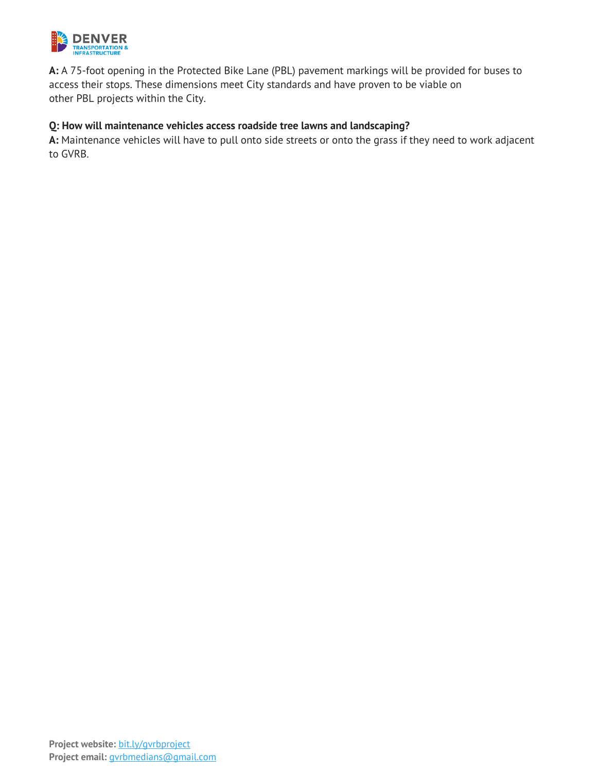**A:** A 75-foot opening in the Protected Bike Lane (PBL) pavement markings will be provided for buses to access their stops. These dimensions meet City standards and have proven to be viable on other PBL projects within the City.

**Q: How will maintenance vehicles access roadside tree lawns and landscaping?**
**A:** Maintenance vehicles will have to pull onto side streets or onto the grass if they need to work adjacent to GVRB.

**Project website:** bit.ly/gvrbproject
**Project email:** gvrbmedians@gmail.com